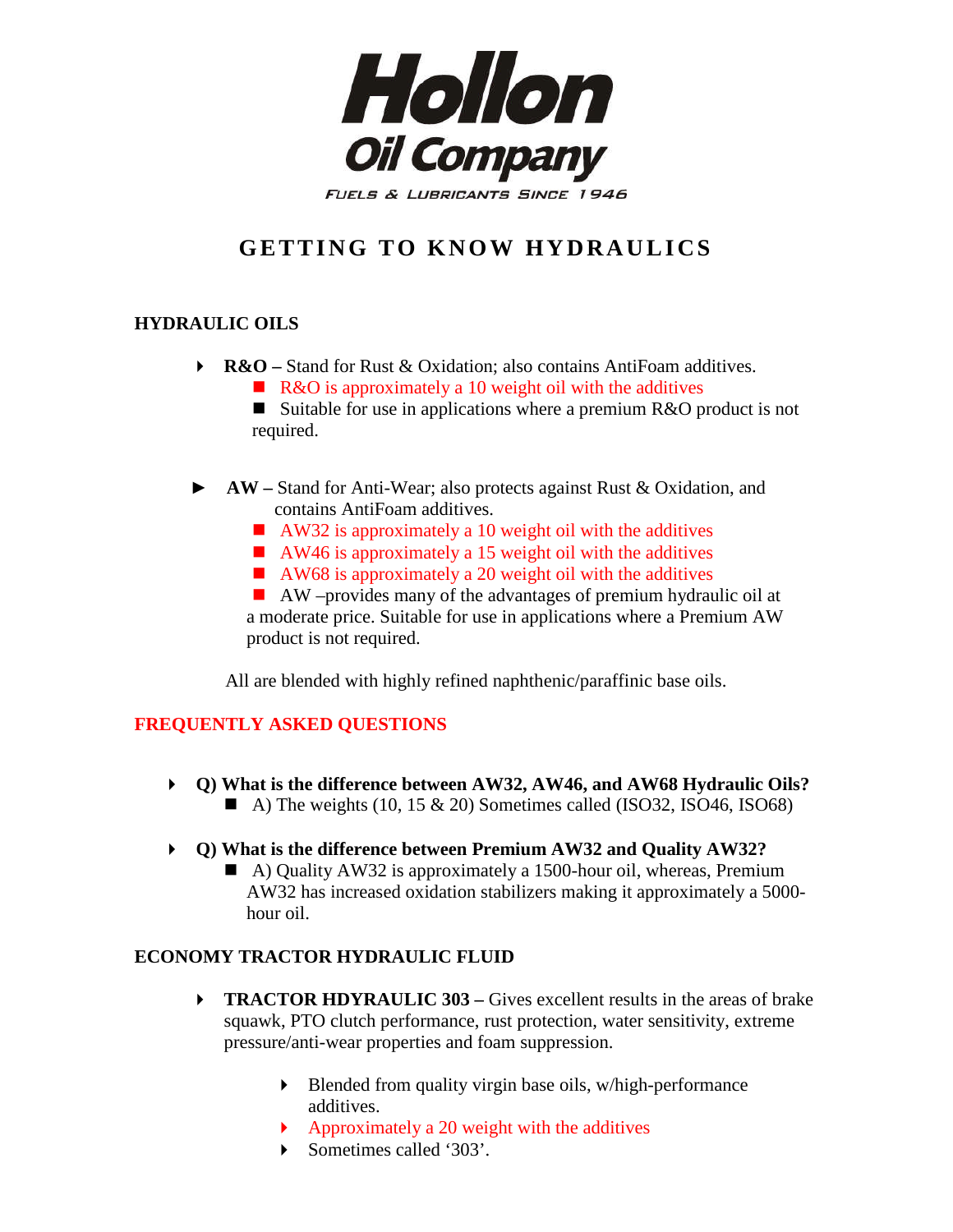# Hollon Oil Company

FUELS & LUBRICANTS SINCE 1946

## GETTING TO KNOW HYDRAULICS

### HYDRAULIC OILS

- **R&O –** Stand for Rust & Oxidation; also contains AntiFoam additives.
  - R&O is approximately a 10 weight oil with the additives
  - Suitable for use in applications where a premium R&O product is not required.

- **AW –** Stand for Anti-Wear; also protects against Rust & Oxidation, and contains AntiFoam additives.
  - AW32 is approximately a 10 weight oil with the additives
  - AW46 is approximately a 15 weight oil with the additives
  - AW68 is approximately a 20 weight oil with the additives
  - AW –provides many of the advantages of premium hydraulic oil at a moderate price. Suitable for use in applications where a Premium AW product is not required.

All are blended with highly refined naphthenic/paraffinic base oils.

### FREQUENTLY ASKED QUESTIONS

- **Q) What is the difference between AW32, AW46, and AW68 Hydraulic Oils?**
  - A) The weights (10, 15 & 20) Sometimes called (ISO32, ISO46, ISO68)

- **Q) What is the difference between Premium AW32 and Quality AW32?**
  - A) Quality AW32 is approximately a 1500-hour oil, whereas, Premium AW32 has increased oxidation stabilizers making it approximately a 5000-hour oil.

### ECONOMY TRACTOR HYDRAULIC FLUID

- **TRACTOR HDYRAULIC 303 –** Gives excellent results in the areas of brake squawk, PTO clutch performance, rust protection, water sensitivity, extreme pressure/anti-wear properties and foam suppression.
  - Blended from quality virgin base oils, w/high-performance additives.
  - Approximately a 20 weight with the additives
  - Sometimes called '303'.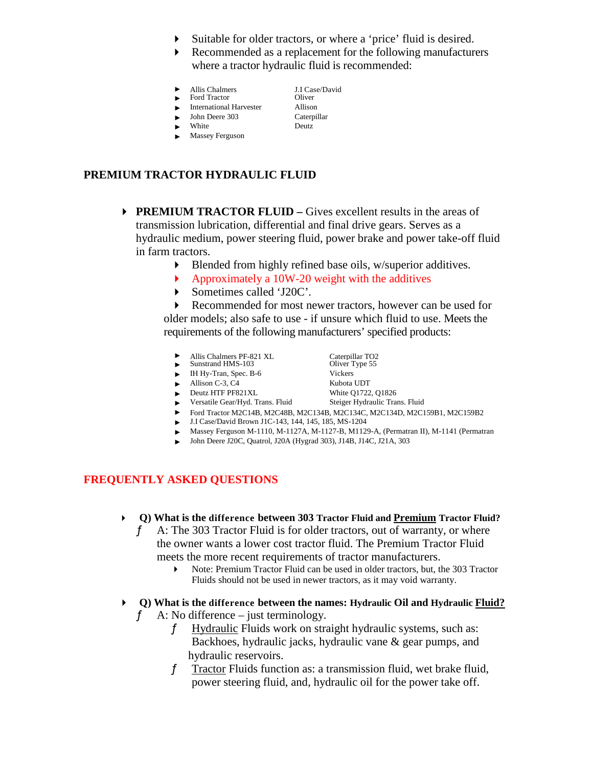- Suitable for older tractors, or where a 'price' fluid is desired.
- Recommended as a replacement for the following manufacturers where a tractor hydraulic fluid is recommended:

| | |
|---|---|
| Allis Chalmers | J.I Case/David |
| Ford Tractor | Oliver |
| International Harvester | Allison |
| John Deere 303 | Caterpillar |
| White | Deutz |
| Massey Ferguson | |

## PREMIUM TRACTOR HYDRAULIC FLUID

- **PREMIUM TRACTOR FLUID –** Gives excellent results in the areas of transmission lubrication, differential and final drive gears. Serves as a hydraulic medium, power steering fluid, power brake and power take-off fluid in farm tractors.
  - Blended from highly refined base oils, w/superior additives.
  - Approximately a 10W-20 weight with the additives
  - Sometimes called 'J20C'.
  - Recommended for most newer tractors, however can be used for older models; also safe to use - if unsure which fluid to use. Meets the requirements of the following manufacturers' specified products:

| | |
|---|---|
| Allis Chalmers PF-821 XL | Caterpillar TO2 |
| Sunstrand HMS-103 | Oliver Type 55 |
| IH Hy-Tran, Spec. B-6 | Vickers |
| Allison C-3, C4 | Kubota UDT |
| Deutz HTF PF821XL | White Q1722, Q1826 |
| Versatile Gear/Hyd. Trans. Fluid | Steiger Hydraulic Trans. Fluid |

- Ford Tractor M2C14B, M2C48B, M2C134B, M2C134C, M2C134D, M2C159B1, M2C159B2
- J.I Case/David Brown J1C-143, 144, 145, 185, MS-1204
- Massey Ferguson M-1110, M-1127A, M-1127-B, M1129-A, (Permatran II), M-1141 (Permatran
- John Deere J20C, Quatrol, J20A (Hygrad 303), J14B, J14C, J21A, 303

## FREQUENTLY ASKED QUESTIONS

- **Q) What is the difference between 303 Tractor Fluid and <u>Premium</u> Tractor Fluid?**
  - A: The 303 Tractor Fluid is for older tractors, out of warranty, or where the owner wants a lower cost tractor fluid. The Premium Tractor Fluid meets the more recent requirements of tractor manufacturers.
    - Note: Premium Tractor Fluid can be used in older tractors, but, the 303 Tractor Fluids should not be used in newer tractors, as it may void warranty.

- **Q) What is the difference between the names: Hydraulic Oil and Hydraulic <u>Fluid?</u>**
  - A: No difference – just terminology.
    - <u>Hydraulic</u> Fluids work on straight hydraulic systems, such as: Backhoes, hydraulic jacks, hydraulic vane & gear pumps, and hydraulic reservoirs.
    - <u>Tractor</u> Fluids function as: a transmission fluid, wet brake fluid, power steering fluid, and, hydraulic oil for the power take off.